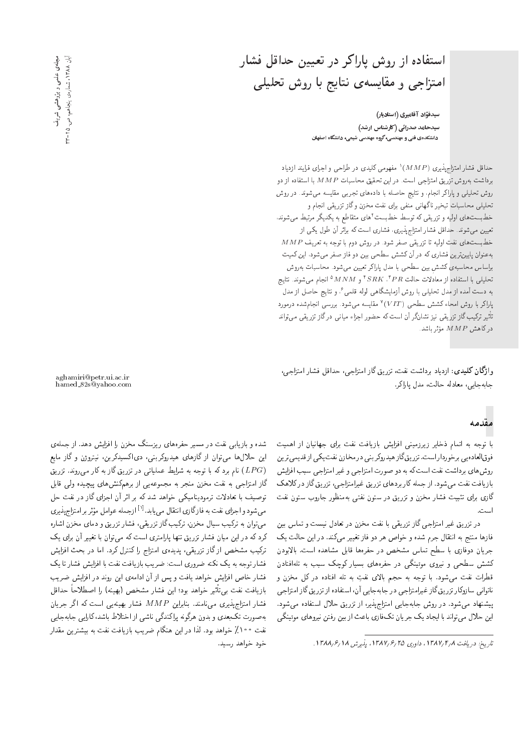# استفاده از روش پاراکر در تعیین حداقل فشار امتزاجی و مقایسه‌ی نتایج با روش تحلیلی

**سیدفؤاد آقامیری (استادیار)**

**سیدحامد صدرائی (کارشناس ارشد)**

**دانشکده‌ی فنی و مهندسی، گروه مهندسی شیمی، دانشگاه اصفهان**

aghamiri@petr.ui.ac.ir
hamed_82s@yahoo.com

حداقل فشار امتزاج‌پذیری $(MMP)$[1] مفهومی کلیدی در طراحی و اجرای فرایند ازدیاد برداشت به‌روش تزریق امتزاجی است. در این تحقیق محاسبات $MMP$ با استفاده از دو روش تحلیلی و پاراکر انجام، و نتایج حاصله با داده‌های تجربی مقایسه می‌شوند. در روش تحلیلی محاسبات تبخیر ناگهانی منفی برای نفت مخزن و گاز تزریقی انجام و خط‌بست‌های اولیه و تزریقی که توسط خط‌بست[2]های متقاطع به یکدیگر مرتبط می‌شوند، تعیین می‌شوند. حداقل فشار امتزاج‌پذیری، فشاری است که براثر آن طول یکی از خط‌بست‌های نفت اولیه تا تزریقی صفر شود. در روش دوم با توجه به تعریف $MMP$ به‌عنوان پایین‌ترین فشاری که در آن کشش سطحی بین دو فاز صفر می‌شود، این کمیت براساس محاسبه‌ی کشش بین سطحی با مدل پاراکر تعیین می‌شود. محاسبات به‌روش تحلیلی با استفاده از معادلات حالت $PR$[3]، $SRK$[4] و $MNM$[5] انجام می‌شوند. نتایج به دست آمده از مدل تحلیلی با روش آزمایشگاهی لوله قلمی[6]، و نتایج حاصل از مدل پاراکر با روش امحاء کشش سطحی $(VIT)$[7] مقایسه می‌شود. بررسی انجام‌شده درمورد تأثیر ترکیب گاز تزریقی نیز نشانگر آن است که حضور اجزاء میانی در گاز تزریقی می‌تواند در کاهش $MMP$ مؤثر باشد.

**واژگان کلیدی:** ازدیاد برداشت نفت، تزریق گاز امتزاجی، حداقل فشار امتزاجی، جابه‌جایی، معادله حالت، مدل پاراکر.

## مقدمه

با توجه به اتمام ذخایر زیرزمینی افزایش بازیافت نفت برای جهانیان از اهمیت فوق‌العاده‌یی برخوردار است. تزریق گاز هیدروکربنی در مخازن نفت یکی از قدیمی‌ترین روش‌های برداشت نفت است که به دو صورت امتزاجی و غیر امتزاجی سبب افزایش بازیافت نفت می‌شود. از جمله کاربردهای تزریق غیرامتزاجی، تزریق گاز در کلاهک گازی برای تثبیت فشار مخزن و تزریق در ستون نفتی به‌منظور جاروب ستون نفت است.

در تزریق غیر امتزاجی گاز تزریقی با نفت مخزن در تعادل نیست و تماس بین فازها منتج به انتقال جرم شده و خواص هر دو فاز تغییر می‌کند. در این حالت یک جریان دوفازی با سطح تماس مشخص در حفره‌ها قابل مشاهده است. بالابودن کشش سطحی و نیروی موئینگی در حفره‌های بسیار کوچک سبب به تله‌افتادن قطرات نفت می‌شود. با توجه به حجم بالای نفتِ به تله افتاده در کل مخزن و ناتوانی سازوکار تزریق گاز غیرامتزاجی در جابه‌جایی آن، استفاده از تزریق گاز امتزاجی پیشنهاد می‌شود. در روش جابه‌جایی امتزاج‌پذیر، از تزریق حلال استفاده می‌شود. این حلال می‌تواند با ایجاد یک جریان تک‌فازی باعث از بین رفتن نیروهای موئینگی شده و بازیابی نفت در مسیر حفره‌های ریزسنگ مخزن را افزایش دهد. از جمله‌ی این حلال‌ها می‌توان از گازهای هیدروکربنی، دی‌اکسیدکربن، نیتروژن و گاز مایع $(LPG)$ نام برد که با توجه به شرایط عملیاتی در تزریق گاز به کار می‌روند. تزریق گاز امتزاجی به نفت مخزن منجر به مجموعه‌یی از برهم‌کنش‌های پیچیده ولی قابل توصیف با تعادلات ترمودینامیکی خواهد شد که بر اثر آن اجزای گاز در نفت حل می‌شود و اجزای نفت به فاز گازی انتقال می‌یابد.[1] ازجمله عوامل مؤثر بر امتزاج‌پذیری می‌توان به ترکیب سیال مخزن، ترکیب گاز تزریقی، فشار تزریق و دمای مخزن اشاره کرد که در این میان فشار تزریق تنها پارامتری است که می‌توان با تغییر آن برای یک ترکیب مشخص از گاز تزریقی، پدیده‌ی امتزاج را کنترل کرد. اما در بحث افزایش فشار توجه به یک نکته ضروری است: ضریب بازیافت نفت با افزایش فشار تا یک فشار خاص افزایش خواهد یافت و پس از آن ادامه‌ی این روند در افزایش ضریب بازیافت نفت بی‌تأثیر خواهد بود؛ این فشار مشخص (بهینه) را اصطلاحاً حداقل فشار امتزاج‌پذیری می‌نامند. بنابراین $MMP$ فشار بهینه‌یی است که اگر جریان به‌صورت تک‌بعدی و بدون هرگونه پراکندگی ناشی از اختلاط باشد، کارایی جابه‌جایی نفت ۱۰۰٪ خواهد بود. لذا در این هنگام ضریب بازیافت نفت به بیشترین مقدار خود خواهد رسید.

تاریخ: دریافت ۱۳۸۷/۴/۸، داوری ۱۳۸۷/۶/۲۵، پذیرش ۱۳۸۸/۶/۱۸.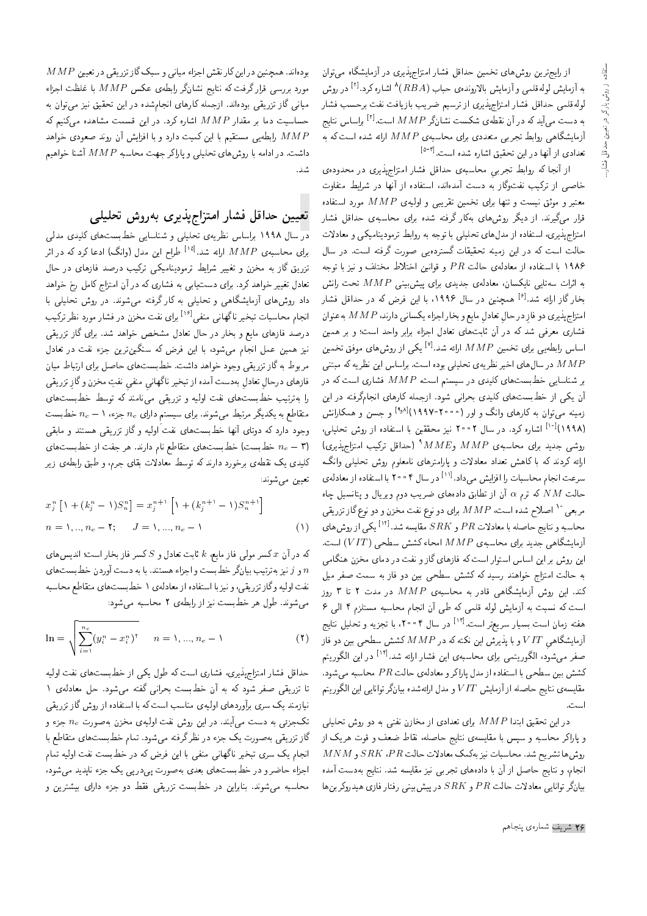از رایج‌ترین روش‌های تخمین حداقل فشار امتزاج‌پذیری در آزمایشگاه می‌توان به آزمایش لوله‌قلمی و آزمایش بالارونده‌ی حباب ($RBA$)[8] اشاره کرد.[2] در روش لوله‌قلمی حداقل فشار امتزاج‌پذیری از ترسیم ضریب بازیافت نفت برحسب فشار به دست می‌آید که در آن نقطه‌ی شکست نشانگر $MMP$ است.[2] براساس نتایج آزمایشگاهی روابط تجربی متعددی برای محاسبه‌ی $MMP$ ارائه شده است که به تعدادی از آنها در این تحقیق اشاره شده است.[3-5]

از آنجا که روابط تجربی محاسبه‌ی حداقل فشار امتزاج‌پذیری در محدوده‌ی خاصی از ترکیب نفت‌وگاز به دست آمده‌اند، استفاده از آنها در شرایط متفاوت معتبر و موثق نیست و تنها برای تخمین تقریبی و اولیه‌ی $MMP$ مورد استفاده قرار می‌گیرند. از دیگر روش‌های به‌کار گرفته شده برای محاسبه‌ی حداقل فشار امتزاج‌پذیری، استفاده از مدل‌های تحلیلی با توجه به روابط ترمودینامیکی و معادلات حالت است که در این زمینه تحقیقات گسترده‌یی صورت گرفته است. در سال ۱۹۸۶ با استفاده از معادله‌ی حالت $PR$ و قوانین اختلاط مختلف و نیز با توجه به اثرات سه‌تایی نایکسان، معادله‌ی جدیدی برای پیش‌بینی $MMP$ تحت رانش بخار گاز ارائه شد.[6] همچنین در سال ۱۹۹۶، با این فرض که در حداقل فشار امتزاج‌پذیری دو فاز در حال تعادل مایع و بخار اجزاء یکسانی دارند، $MMP$ به‌عنوان فشاری معرفی شد که در آن ثابت‌های تعادل اجزاء برابر واحد است؛ و بر همین اساس رابطه‌یی برای تخمین $MMP$ ارائه شد.[7] یکی از روش‌های موفق تخمین $MMP$ در سال‌های اخیر نظریه‌ی تحلیلی بوده است. براساس این نظریه که مبتنی بر شناسایی خط‌بست‌های کلیدی در سیستم است، $MMP$ فشاری است که در آن یکی از خط‌بست‌های کلیدی بحرانی شود. ازجمله کارهای انجام‌گرفته در این زمینه می‌توان به کارهای وانگ و اور (۲۰۰۰-۱۹۹۷)[8,9] و جسن و همکاران (۱۹۹۸)[10] اشاره کرد. در سال ۲۰۰۲ نیز محققین با استفاده از روش تحلیلی، روشی جدید برای محاسبه‌ی $MMP$ و $MME$[9] (حداقل ترکیب امتزاج‌پذیری) ارائه کردند که با کاهش تعداد معادلات و پارامترهای نامعلوم روش تحلیلی وانگ، سرعت انجام محاسبات را افزایش می‌داد.[11] در سال ۲۰۰۴ با استفاده از معادله‌ی حالت $NM$ که ترم $\alpha$ آن از تطابق داده‌های ضریب دوم ویریال و پتانسیل چاه مربعی[10] اصلاح شده است، $MMP$ برای دو نوع نفت مخزن و دو نوع گاز تزریقی محاسبه و نتایج حاصله با معادلات $PR$ و $SRK$ مقایسه شد.[12] یکی از روش‌های آزمایشگاهی جدید برای محاسبه‌ی $MMP$ امحاء کشش سطحی ($VIT$) است. این روش بر این اساس استوار است که فازهای گاز و نفت در دمای مخزن هنگامی به حالت امتزاج خواهند رسید که کشش سطحی بین دو فاز به سمت صفر میل کند. این روش آزمایشگاهی قادر به محاسبه‌ی $MMP$ در مدت ۲ تا ۳ روز است که نسبت به آزمایش لوله قلمی که طی آن انجام محاسبه مستلزم ۴ الی ۶ هفته زمان است بسیار سریع‌تر است.[13] در سال ۲۰۰۴، با تجزیه و تحلیل نتایج آزمایشگاهی $VIT$ و با پذیرش این نکته که در $MMP$ کشش سطحی بین دو فاز صفر می‌شود، الگوریتمی برای محاسبه‌ی این فشار ارائه شد.[14] در این الگوریتم کشش بین سطحی با استفاده از مدل پاراکر و معادله‌ی حالت $PR$ محاسبه می‌شود. مقایسه‌ی نتایج حاصله از آزمایش $VIT$ و مدل ارائه‌شده بیانگر توانایی این الگوریتم است.

در این تحقیق ابتدا $MMP$ برای تعدادی از مخازن نفتی به دو روش تحلیلی و پاراکر محاسبه و سپس با مقایسه‌ی نتایج حاصله، نقاط ضعف و قوت هریک از روش‌ها تشریح شد. محاسبات نیز به‌کمک معادلات حالت $PR$، $SRK$ و $MNM$ انجام، و نتایج حاصل از آن با داده‌های تجربی نیز مقایسه شد. نتایج به‌دست آمده بیانگر توانایی معادلات حالت $PR$ و $SRK$ در پیش‌بینی رفتار فازی هیدروکربن‌ها بوده‌اند. همچنین در این کار نقش اجزاء میانی و سبک گاز تزریقی در تعیین $MMP$ مورد بررسی قرار گرفت که نتایج نشانگر رابطه‌ی عکس $MMP$ با غلظت اجزاء میانی گاز تزریقی بوده‌اند. ازجمله کارهای انجام‌شده در این تحقیق نیز می‌توان به حساسیت دما بر مقدار $MMP$ اشاره کرد. در این قسمت مشاهده می‌کنیم که $MMP$ رابطه‌یی مستقیم با این کمیت دارد و با افزایش آن روند صعودی خواهد داشت. در ادامه با روش‌های تحلیلی و پاراکر جهت محاسبه $MMP$ آشنا خواهیم شد.

## تعیین حداقل فشار امتزاج‌پذیری به‌روش تحلیلی

در سال ۱۹۹۸ براساس نظریه‌ی تحلیلی و شناسایی خط‌بست‌های کلیدی مدلی برای محاسبه‌ی $MMP$ ارائه شد.[15] طراح این مدل (وانگ) ادعا کرد که در اثر تزریق گاز به مخزن و تغییر شرایط ترمودینامیکی ترکیب درصد فازهای در حال تعادل تغییر خواهد کرد. برای دستیابی به فشاری که در آن امتزاج کامل رخ خواهد داد روش‌های آزمایشگاهی و تحلیلی به کار گرفته می‌شوند. در روش تحلیلی با انجام محاسبات تبخیر ناگهانی منفی[16] برای نفت مخزن در فشار مورد نظر ترکیب درصد فازهای مایع و بخار در حال تعادل مشخص خواهد شد. برای گاز تزریقی نیز همین عمل انجام می‌شود، با این فرض که سنگین‌ترین جزء نفت در تعادل مربوط به گاز تزریقی وجود خواهد داشت. خط‌بست‌های حاصل برای ارتباط میان فازهای درحال تعادلِ به‌دست آمده از تبخیر ناگهانی منفی نفتِ مخزن و گازِ تزریقی را به‌ترتیب خط‌بست‌های نفت اولیه و تزریقی می‌نامند که توسط خط‌بست‌های متقاطع به یکدیگر مرتبط می‌شوند. برای سیستم دارای $n_c$ جزء، $n_c - 1$ خط‌بست وجود دارد که دوتای آنها خط‌بست‌های نفت اولیه و گاز تزریقی هستند و مابقی ($n_c - 3$ خط‌بست) خط‌بست‌های متقاطع نام دارند. هر جفت از خط‌بست‌های کلیدی یک نقطه‌ی برخورد دارند که توسط معادلات بقای جرم، و طبق رابطه‌ی زیر تعیین می‌شوند:

$$x_j^n \left[1 + (k_j^n - 1)S_n^n\right] = x_j^{n+1}\left[1 + (k_j^{n+1} - 1)S_n^{n+1}\right]$$
$$n = 1, ..., n_c - 2; \qquad J = 1, ..., n_c - 1 \tag{1}$$

که در آن $x$ کسر مولی فاز مایع، $k$ ثابت تعادل و $S$ کسر فاز بخار است؛ اندیس‌های $n$ و $j$ نیز به‌ترتیب بیانگر خط‌بست و اجزاء هستند. با به دست آوردن خط‌بست‌های نفت اولیه وگاز تزریقی، و نیز با استفاده از معادله‌ی ۱ خط‌بست‌های متقاطع محاسبه می‌شوند. طول هر خط‌بست نیز از رابطه‌ی ۲ محاسبه می‌شود:

$$\ln = \sqrt{\sum_{i=1}^{n_c}(y_i^n - x_i^n)^2} \qquad n = 1, ..., n_c - 1 \tag{2}$$

حداقل فشار امتزاج‌پذیری، فشاری است که طول یکی از خط‌بست‌های نفت اولیه تا تزریقی صفر شود که به آن خط‌بست بحرانی گفته می‌شود. حل معادله‌ی ۱ نیازمند یک سری برآوردهای اولیه‌ی مناسب است که با استفاده از روش گاز تزریقی تک‌جزئی به دست می‌آیند. در این روش نفت اولیه‌ی مخزن به‌صورت $n_c$ جزء و گاز تزریقی به‌صورت یک جزء در نظرگرفته می‌شود. تمام خط‌بست‌های متقاطع با انجام یک سری تبخیر ناگهانی منفی با این فرض که در خط‌بست نفت اولیه تمام اجزاء حاضر و در خط‌بست‌های بعدی به‌صورت پی‌درپی یک جزء ناپدید می‌شود، محاسبه می‌شوند. بنابراین در خط‌بست تزریقی فقط دو جزء دارای بیشترین و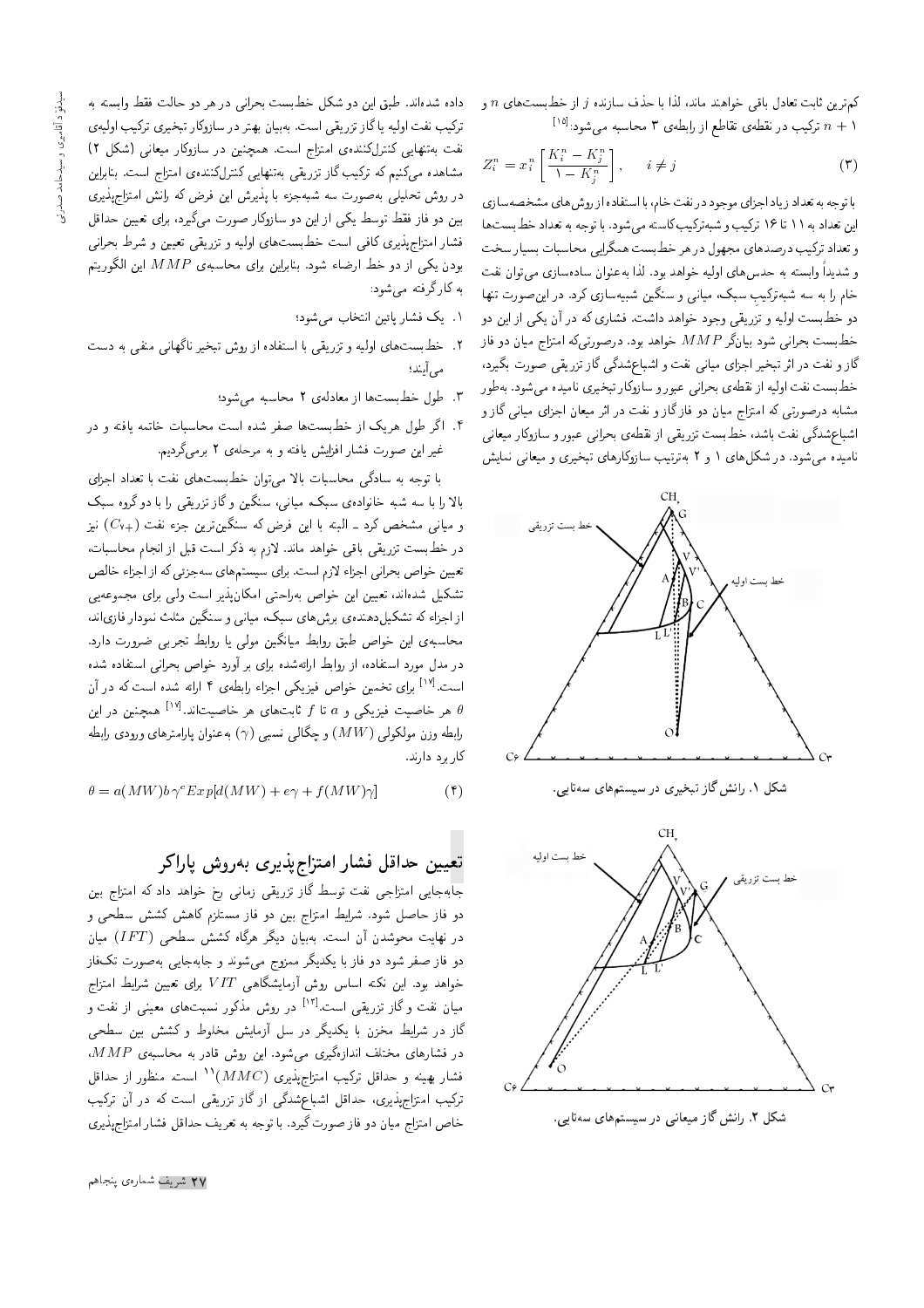کم‌ترین ثابت تعادل باقی خواهند ماند، لذا با حذف سازنده $j$ از خط‌بست‌های $n$ و $n+1$ ترکیب در نقطه‌ی تقاطع از رابطه‌ی ۳ محاسبه می‌شود:[15]

$$Z_i^n = x_i^n \left[ \frac{K_i^n - K_j^n}{1 - K_j^n} \right], \qquad i \neq j \tag{3}$$

با توجه به تعداد زیاد اجزای موجود در نفت خام، با استفاده از روش‌های مشخصه‌سازی این تعداد به ۱۱ تا ۱۶ ترکیب و شبه‌ترکیب کاسته می‌شود. با توجه به تعداد خط‌بست‌ها و تعداد ترکیب درصدهای مجهول در هر خط‌بست همگرایی محاسبات بسیار سخت و شدیداً وابسته به حدس‌های اولیه خواهد بود. لذا به‌عنوان ساده‌سازی می‌توان نفت خام را به سه شبه‌ترکیب سبک، میانی و سنگین شبیه‌سازی کرد. در این‌صورت تنها دو خط‌بست اولیه و تزریقی وجود خواهد داشت. فشاری که در آن یکی از این دو خط‌بست بحرانی شود بیانگر $MMP$ خواهد بود. درصورتی‌که امتزاج میان دو فاز گاز و نفت در اثر تبخیر اجزای میانی نفت و اشباع‌شدگی گاز تزریقی صورت بگیرد، خط‌بست نفت اولیه از نقطه‌ی بحرانی عبور و سازوکار تبخیری نامیده می‌شود. به‌طور مشابه درصورتی که امتزاج میان دو فاز گاز و نفت در اثر میعان اجزای میانی گاز و اشباع‌شدگی نفت باشد، خط‌بست تزریقی از نقطه‌ی بحرانی عبور و سازوکار میعانی نامیده می‌شود. در شکل‌های ۱ و ۲ به‌ترتیب سازوکارهای تبخیری و میعانی نمایش

شکل ۱. رانش گاز تبخیری در سیستم‌های سه‌تایی.

شکل ۲. رانش گاز میعانی در سیستم‌های سه‌تایی.

داده شده‌اند. طبق این دو شکل خط‌بست بحرانی در هر دو حالت فقط وابسته به ترکیب نفت اولیه یا گاز تزریقی است. به‌بیان بهتر در سازوکار تبخیری ترکیب اولیه‌ی نفت به‌تنهایی کنترل‌کننده‌ی امتزاج است. همچنین در سازوکار میعانی (شکل ۲) مشاهده می‌کنیم که ترکیب گاز تزریقی به‌تنهایی کنترل‌کننده‌ی امتزاج است. بنابراین در روش تحلیلی به‌صورت سه شبه‌جزء با پذیرش این فرض که رانش امتزاج‌پذیری بین دو فاز فقط توسط یکی از این دو سازوکار صورت می‌گیرد، برای تعیین حداقل فشار امتزاج‌پذیری کافی است خط‌بست‌های اولیه و تزریقی تعیین و شرط بحرانی بودن یکی از دو خط ارضاء شود. بنابراین برای محاسبه‌ی $MMP$ این الگوریتم به کار گرفته می‌شود:

۱. یک فشار پائین انتخاب می‌شود؛

۲. خط‌بست‌های اولیه و تزریقی با استفاده از روش تبخیر ناگهانی منفی به دست می‌آیند؛

۳. طول خط‌بست‌ها از معادله‌ی ۲ محاسبه می‌شود؛

۴. اگر طول هریک از خط‌بست‌ها صفر شده است محاسبات خاتمه یافته و در غیر این صورت فشار افزایش یافته و به مرحله‌ی ۲ برمی‌گردیم.

با توجه به سادگی محاسبات بالا می‌توان خط‌بست‌های نفت با تعداد اجزای بالا را با سه شبه خانواده‌ی سبک، میانی، سنگین و گاز تزریقی را با دو گروه سبک و میانی مشخص کرد ـ البته با این فرض که سنگین‌ترین جزء نفت ($C_{7+}$) نیز در خط‌بست تزریقی باقی خواهد ماند. لازم به ذکر است قبل از انجام محاسبات، تعیین خواص بحرانی اجزاء لازم است. برای سیستم‌های سه‌جزئی که از اجزاء خالص تشکیل شده‌اند، تعیین این خواص به‌راحتی امکان‌پذیر است ولی برای مجموعه‌یی از اجزاء که تشکیل‌دهنده‌ی برش‌های سبک، میانی و سنگین مثلث نمودار فازی‌اند، محاسبه‌ی این خواص طبق روابط میانگین مولی یا روابط تجربی ضرورت دارد. در مدل مورد استفاده، از روابط ارائه‌شده برای برآورد خواص بحرانی استفاده شده است.[16] برای تخمین خواص فیزیکی اجزاء رابطه‌ی ۴ ارائه شده است که در آن $\theta$ هر خاصیت فیزیکی و $a$ تا $f$ ثابت‌های هر خاصیت‌اند.[17] همچنین در این رابطه وزن مولکولی ($MW$) و چگالی نسبی ($\gamma$) به‌عنوان پارامترهای ورودی رابطه کاربرد دارند.

$$\theta = a(MW)b\,\gamma^c Exp[d(MW) + e\gamma + f(MW)\gamma] \tag{4}$$

## تعیین حداقل فشار امتزاج‌پذیری به‌روش پاراکر

جابه‌جایی امتزاجی نفت توسط گاز تزریقی زمانی رخ خواهد داد که امتزاج بین دو فاز حاصل شود. شرایط امتزاج بین دو فاز مستلزم کاهش کشش سطحی و در نهایت محوشدن آن است. به‌بیان دیگر هرگاه کشش سطحی ($IFT$) میان دو فاز صفر شود دو فاز با یکدیگر ممزوج می‌شوند و جابه‌جایی به‌صورت تک‌فاز خواهد بود. این نکته اساس روش آزمایشگاهی $VIT$ برای تعیین شرایط امتزاج میان نفت و گاز تزریقی است.[13] در روش مذکور نسبت‌های معینی از نفت و گاز در شرایط مخزن با یکدیگر در سل آزمایش مخلوط و کشش بین سطحی در فشارهای مختلف اندازه‌گیری می‌شود. این روش قادر به محاسبه‌ی $MMP$، فشار بهینه و حداقل ترکیب امتزاج‌پذیری ($MMC$)[11] است. منظور از حداقل ترکیب امتزاج‌پذیری، حداقل اشباع‌شدگی از گاز تزریقی است که در آن ترکیب خاص امتزاج میان دو فاز صورت گیرد. با توجه به تعریف حداقل فشار امتزاج‌پذیری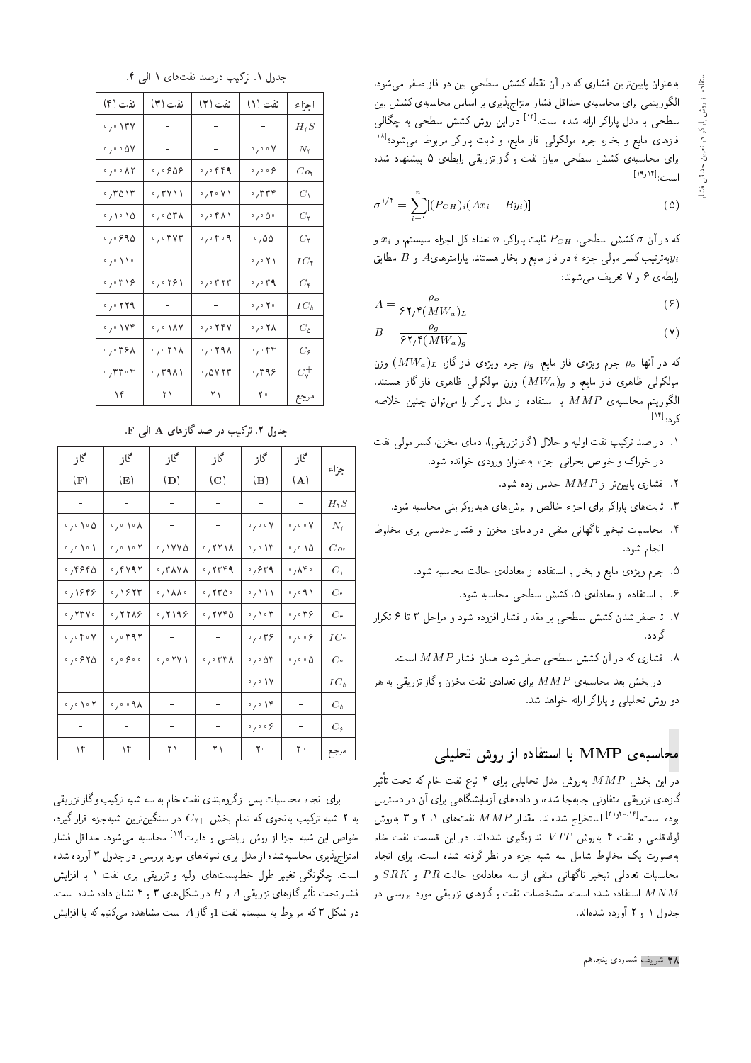به‌عنوان پایین‌ترین فشاری که در آن نقطه کشش سطحیِ بین دو فاز صفر می‌شود، الگوریتمی برای محاسبه‌ی حداقل فشار امتزاج‌پذیری بر اساس محاسبه‌ی کشش بین سطحی با مدل پاراکر ارائه شده است.[۱۴] در این روش کشش سطحی به چگالی فازهای مایع و بخار، جرم مولکولی فاز مایع، و ثابت پاراکر مربوط می‌شود؛[۱۸] برای محاسبه‌ی کشش سطحی میان نفت و گاز تزریقی رابطه‌ی ۵ پیشنهاد شده است:[۱۴و۱۹]

$$\sigma^{1/4} = \sum_{i=1}^{n}[(P_{CH})_i(Ax_i - By_i)] \qquad (5)$$

که در آن $\sigma$ کشش سطحی، $P_{CH}$ ثابت پاراکر، $n$ تعداد کل اجزاء سیستم، و $x_i$ و $y_i$ به‌ترتیب کسر مولی جزء $i$ در فاز مایع و بخار هستند. پارامترهای $A$ و $B$ مطابق رابطه‌ی ۶ و ۷ تعریف می‌شوند:

$$A = \frac{\rho_o}{62.4(MW_a)_L} \qquad (6)$$

$$B = \frac{\rho_g}{62.4(MW_a)_g} \qquad (7)$$

که در آنها $\rho_o$ جرم ویژه‌ی فاز مایع، $\rho_g$ جرم ویژه‌ی فاز گاز، $(MW_a)_L$ وزن مولکولی ظاهری فاز مایع، و $(MW_a)_g$ وزن مولکولی ظاهری فاز گاز هستند. الگوریتم محاسبه‌ی $MMP$ با استفاده از مدل پاراکر را می‌توان چنین خلاصه کرد:[۱۴]

۱. درصد ترکیب نفت اولیه و حلال (گاز تزریقی)، دمای مخزن، کسر مولی نفت در خوراک و خواص بحرانی اجزاء به‌عنوان ورودی اجزاء خوانده شود.

۲. فشاری پایین‌تر از $MMP$ حدس زده شود.

۳. ثابت‌های پاراکر برای اجزاء خالص و برش‌های هیدروکربنی محاسبه شود.

۴. محاسبات تبخیر ناگهانی منفی در دمای مخزن و فشار حدسی برای مخلوط انجام شود.

۵. جرم ویژه‌ی مایع و بخار با استفاده از معادله‌ی حالت محاسبه شود.

۶. با استفاده از معادله‌ی ۵، کشش سطحی محاسبه شود.

۷. تا صفر شدن کشش سطحی بر مقدار فشار افزوده شود و مراحل ۳ تا ۶ تکرار گردد.

۸. فشاری که در آن کشش سطحی صفر شود، همان فشار $MMP$ است.

در بخش بعد محاسبه‌ی $MMP$ برای تعدادی نفت مخزن و گاز تزریقی به هر دو روش تحلیلی و پاراکر ارائه خواهد شد.

## محاسبه‌ی MMP با استفاده از روش تحلیلی

در این بخش $MMP$ به‌روش مدل تحلیلی برای ۴ نوع نفت خام که تحت تأثیر گازهای تزریقی متفاوتی جابه‌جا شده، و داده‌های آزمایشگاهی برای آن در دسترس بوده است[۲۱-۱۴و۲۰] استخراج شده‌اند. مقدار $MMP$ نفت‌های ۱، ۲ و ۳ به‌روش لوله‌قلمی و نفت ۴ به‌روش $VIT$ اندازه‌گیری شده‌اند. در این قسمت نفت خام به‌صورت یک مخلوط شامل سه شبه جزء در نظر گرفته شده است. برای انجام محاسبات تعادلی تبخیر ناگهانی منفی از سه معادله‌ی حالت $PR$ و $SRK$ و $MNM$ استفاده شده است. مشخصات نفت و گازهای تزریقی مورد بررسی در جدول ۱ و ۲ آورده شده‌اند.

جدول ۱. ترکیب درصد نفت‌های ۱ الی ۴.

| اجزاء | نفت (۱) | نفت (۲) | نفت (۳) | نفت (۴) |
|---|---|---|---|---|
| $H_2S$ | - | - | - | ۰٫۰۱۳۷ |
| $N_2$ | ۰٫۰۰۷ | - | - | ۰٫۰۰۵۷ |
| $Co_2$ | ۰٫۰۰۶ | ۰٫۰۴۴۹ | ۰٫۰۶۵۶ | ۰٫۰۰۸۲ |
| $C_1$ | ۰٫۳۳۴ | ۰٫۲۰۷۱ | ۰٫۳۷۱۱ | ۰٫۳۵۱۳ |
| $C_2$ | ۰٫۰۵۰ | ۰٫۰۴۸۱ | ۰٫۰۵۳۸ | ۰٫۱۰۱۵ |
| $C_3$ | ۰٫۵۵ | ۰٫۰۴۰۹ | ۰٫۰۳۷۳ | ۰٫۰۶۹۵ |
| $IC_4$ | ۰٫۰۲۱ | - | - | ۰٫۰۱۱۰ |
| $C_4$ | ۰٫۰۳۹ | ۰٫۰۳۲۳ | ۰٫۰۲۶۱ | ۰٫۰۳۱۶ |
| $IC_5$ | ۰٫۰۲۰ | - | - | ۰٫۰۲۲۹ |
| $C_5$ | ۰٫۰۲۸ | ۰٫۰۲۴۷ | ۰٫۰۱۸۷ | ۰٫۰۱۷۴ |
| $C_6$ | ۰٫۰۴۴ | ۰٫۰۲۹۸ | ۰٫۰۲۱۸ | ۰٫۰۳۶۸ |
| $C_7^+$ | ۰٫۳۹۶ | ۰٫۵۷۲۳ | ۰٫۳۹۸۱ | ۰٫۳۳۰۴ |
| مرجع | ۲۰ | ۲۱ | ۲۱ | ۱۴ |

جدول ۲. ترکیب در صد گازهای A الی F.

| اجزاء | گاز (A) | گاز (B) | گاز (C) | گاز (D) | گاز (E) | گاز (F) |
|---|---|---|---|---|---|---|
| $H_2S$ | - | - | - | - | - | - |
| $N_2$ | ۰٫۰۰۷ | ۰٫۰۰۷ | - | - | ۰٫۰۱۰۸ | ۰٫۰۱۰۵ |
| $Co_2$ | ۰٫۰۱۵ | ۰٫۰۱۳ | ۰٫۲۲۱۸ | ۰٫۱۷۷۵ | ۰٫۰۱۰۲ | ۰٫۰۱۰۱ |
| $C_1$ | ۰٫۸۴۰ | ۰٫۶۳۹ | ۰٫۲۳۴۹ | ۰٫۳۸۷۸ | ۰٫۴۷۹۲ | ۰٫۴۶۴۵ |
| $C_2$ | ۰٫۰۹۱ | ۰٫۱۱۱ | ۰٫۲۳۵۰ | ۰٫۱۸۸۰ | ۰٫۱۶۲۳ | ۰٫۱۶۴۶ |
| $C_3$ | ۰٫۰۳۶ | ۰٫۱۰۳ | ۰٫۲۷۴۵ | ۰٫۲۱۹۶ | ۰٫۲۲۸۶ | ۰٫۲۳۷۰ |
| $IC_4$ | ۰٫۰۰۶ | ۰٫۰۳۶ | - | - | ۰٫۰۳۹۲ | ۰٫۰۴۰۷ |
| $C_4$ | ۰٫۰۰۵ | ۰٫۰۵۳ | ۰٫۰۳۳۸ | ۰٫۰۲۷۱ | ۰٫۰۶۰۰ | ۰٫۰۶۲۵ |
| $IC_5$ | - | ۰٫۰۱۷ | - | - | - | - |
| $C_5$ | - | ۰٫۰۱۴ | - | - | ۰٫۰۰۹۸ | ۰٫۰۱۰۲ |
| $C_6$ | - | ۰٫۰۰۶ | - | - | - | - |
| مرجع | ۲۰ | ۲۰ | ۲۱ | ۲۱ | ۱۴ | ۱۴ |

برای انجام محاسبات پس از گروه‌بندی نفت خام به سه شبه ترکیب و گاز تزریقی به ۲ شبه ترکیب به‌نحوی که تمام بخش $C_{7+}$ در سنگین‌ترین شبه‌جزء قرار گیرد، خواص این شبه اجزا از روش ریاضی و دابرت[۱۷] محاسبه می‌شود. حداقل فشار امتزاج‌پذیری محاسبه‌شده از مدل برای نمونه‌های مورد بررسی در جدول ۳ آورده شده است. چگونگی تغییر طول خط‌بست‌های اولیه و تزریقی برای نفت ۱ با افزایش فشار تحت تأثیر گازهای تزریقی $A$ و $B$ در شکل‌های ۳ و ۴ نشان داده شده است. در شکل ۳ که مربوط به سیستم نفت ۱و گاز $A$ است مشاهده می‌کنیم که با افزایش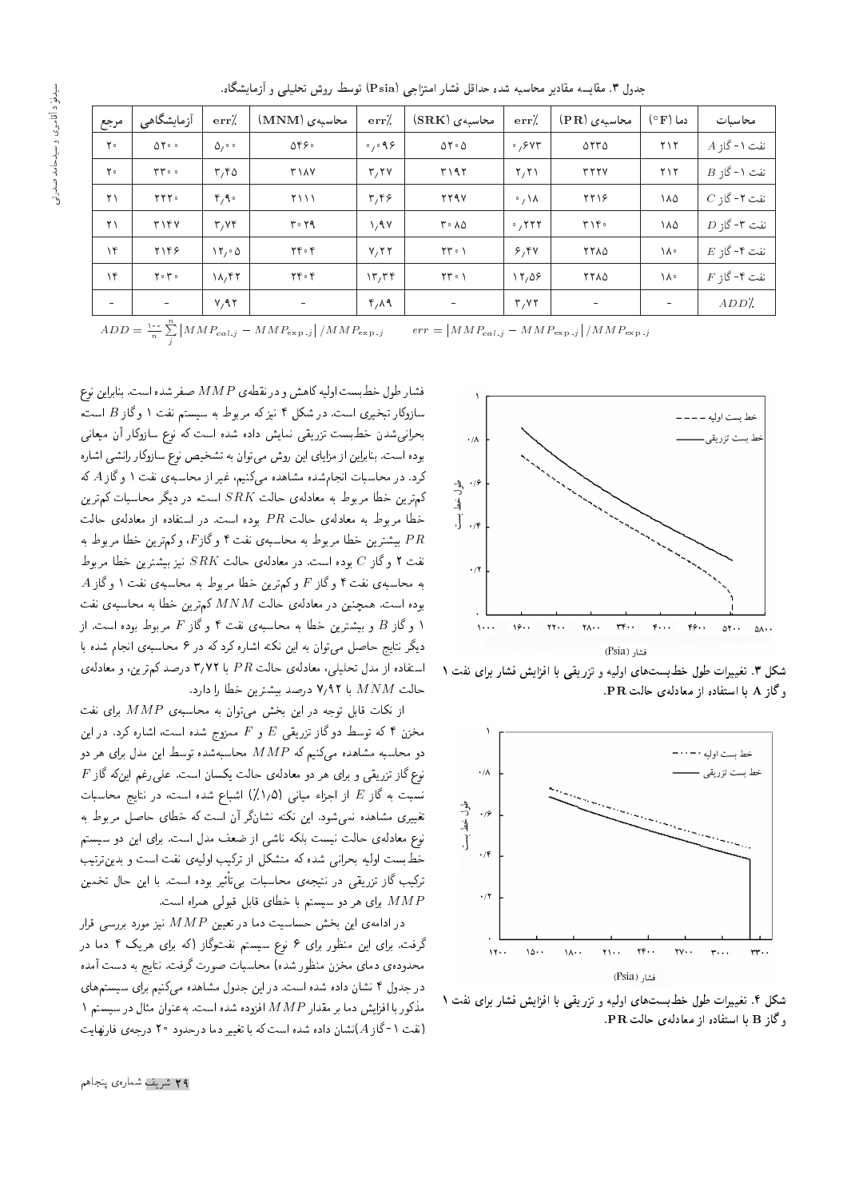جدول ۳. مقایسه مقادیر محاسبه شده حداقل فشار امتزاجی (Psia) توسط روش تحلیلی و آزمایشگاه.

| محاسبات | دما ($^\circ$F) | محاسبه‌ی (PR) | err٪ | محاسبه‌ی (SRK) | err٪ | محاسبه‌ی (MNM) | err٪ | آزمایشگاهی | مرجع |
|---|---|---|---|---|---|---|---|---|---|
| نفت ۱- گاز $A$ | ۲۱۲ | ۵۲۳۵ | ۰٫۶۷۳ | ۵۲۰۵ | ۰٫۰۹۶ | ۵۴۶۰ | ۵٫۰۰ | ۵۲۰۰ | ۲۰ |
| نفت ۱- گاز $B$ | ۲۱۲ | ۳۲۲۷ | ۲٫۲۱ | ۳۱۹۲ | ۳٫۲۷ | ۳۱۸۷ | ۳٫۴۵ | ۳۳۰۰ | ۲۰ |
| نفت ۲- گاز $C$ | ۱۸۵ | ۲۲۱۶ | ۰٫۱۸ | ۲۲۹۷ | ۳٫۴۶ | ۲۱۱۱ | ۴٫۹۰ | ۲۲۲۰ | ۲۱ |
| نفت ۳- گاز $D$ | ۱۸۵ | ۳۱۴۰ | ۰٫۲۲۲ | ۳۰۸۵ | ۱٫۹۷ | ۳۰۲۹ | ۳٫۷۴ | ۳۱۴۷ | ۲۱ |
| نفت ۴- گاز $E$ | ۱۸۰ | ۲۲۸۵ | ۶٫۴۷ | ۲۳۰۱ | ۷٫۲۲ | ۲۴۰۴ | ۱۲٫۰۵ | ۲۱۴۶ | ۱۴ |
| نفت ۴- گاز $F$ | ۱۸۰ | ۲۲۸۵ | ۱۲٫۵۶ | ۲۳۰۱ | ۱۳٫۳۴ | ۲۴۰۴ | ۱۸٫۴۲ | ۲۰۳۰ | ۱۴ |
| $ADD$٪ | - | - | ۳٫۷۲ | - | ۴٫۸۹ | - | ۷٫۹۲ | - | - |

$ADD = \frac{100}{n}\sum_{j}^{n}\left|MMP_{cal.j} - MMP_{\exp.j}\right|/MMP_{\exp.j}$ $\qquad err = \left|MMP_{cal.j} - MMP_{\exp.j}\right|/MMP_{\exp.j}$

شکل ۳. تغییرات طول خط‌بست‌های اولیه و تزریقی با افزایش فشار برای نفت ۱ و گاز A با استفاده از معادله‌ی حالت PR.

شکل ۴. تغییرات طول خط‌بست‌های اولیه و تزریقی با افزایش فشار برای نفت ۱ و گاز B با استفاده از معادله‌ی حالت PR.

فشار طول خط‌بست اولیه کاهش و در نقطه‌ی $MMP$ صفر شده است. بنابراین نوع سازوکار تبخیری است. در شکل ۴ نیز که مربوط به سیستم نفت ۱ و گاز $B$ است، بحرانی‌شدن خط‌بست تزریقی نمایش داده شده است که نوع سازوکار آن میعانی بوده است. بنابراین از مزایای این روش می‌توان به تشخیص نوع سازوکار رانشی اشاره کرد. در محاسبات انجام‌شده مشاهده می‌کنیم، غیر از محاسبه‌ی نفت ۱ و گاز $A$ که کم‌ترین خطا مربوط به معادله‌ی حالت $SRK$ است، در دیگر محاسبات کم‌ترین خطا مربوط به معادله‌ی حالت $PR$ بوده است. در استفاده از معادله‌ی حالت $PR$ بیشترین خطا مربوط به محاسبه‌ی نفت ۴ و گاز $F$، و کم‌ترین خطا مربوط به نفت ۲ و گاز $C$ بوده است. در معادله‌ی حالت $SRK$ نیز بیشترین خطا مربوط به محاسبه‌ی نفت ۴ و گاز $F$ و کم‌ترین خطا مربوط به محاسبه‌ی نفت ۱ و گاز $A$ بوده است. همچنین در معادله‌ی حالت $MNM$ کم‌ترین خطا به محاسبه‌ی نفت ۱ و گاز $B$ و بیشترین خطا به محاسبه‌ی نفت ۴ و گاز $F$ مربوط بوده است. از دیگر نتایج حاصل می‌توان به این نکته اشاره کرد که در ۶ محاسبه‌ی انجام شده با استفاده از مدل تحلیلی، معادله‌ی حالت $PR$ با ۳٫۷۲ درصد کم‌ترین، و معادله‌ی حالت $MNM$ با ۷٫۹۲ درصد بیشترین خطا را دارد.

از نکات قابل توجه در این بخش می‌توان به محاسبه‌ی $MMP$ برای نفت مخزن ۴ که توسط دو گاز تزریقی $E$ و $F$ ممزوج شده است، اشاره کرد. در این دو محاسبه مشاهده می‌کنیم که $MMP$ محاسبه‌شده توسط این مدل برای هر دو نوع گاز تزریقی و برای هر دو معادله‌ی حالت یکسان است. علی‌رغم این‌که گاز $F$ نسبت به گاز $E$ از اجزاء میانی (۱٫۵٪) اشباع شده است، در نتایج محاسبات تغییری مشاهده نمی‌شود. این نکته نشان‌گر آن است که خطای حاصل مربوط به نوع معادله‌ی حالت نیست بلکه ناشی از ضعف مدل است. برای این دو سیستم خط‌بست اولیه بحرانی شده که متشکل از ترکیب اولیه‌ی نفت است و بدین‌ترتیب ترکیب گاز تزریقی در نتیجه‌ی محاسبات بی‌تأثیر بوده است. با این حال تخمین $MMP$ برای هر دو سیستم با خطای قابل قبولی همراه است.

در ادامه‌ی این بخش حساسیت دما در تعیین $MMP$ نیز مورد بررسی قرار گرفت. برای این منظور برای ۶ نوع سیستم نفت‌وگاز (که برای هریک ۴ دما در محدوده‌ی دمای مخزن منظور شده) محاسبات صورت گرفت. نتایج به دست آمده در جدول ۴ نشان داده شده است. در این جدول مشاهده می‌کنیم برای سیستم‌های مذکور با افزایش دما بر مقدار $MMP$ افزوده شده است. به‌عنوان مثال در سیستم ۱ (نفت ۱- گاز $A$) نشان داده شده است که با تغییر دما درحدود ۲۰ درجه‌ی فارنهایت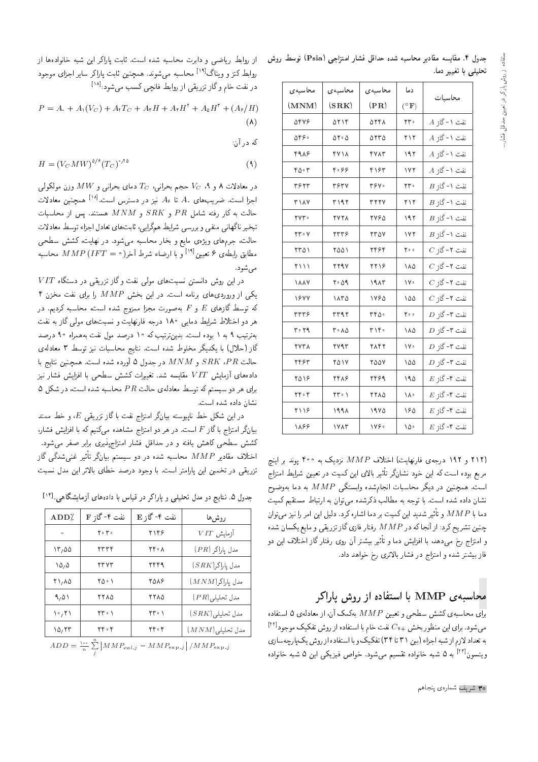جدول ۴. مقایسه مقادیر محاسبه شده حداقل فشار امتزاجی (Psia) توسط روش تحلیلی با تغییر دما.

| محاسبات | دما (°F) | محاسبه‌ی (PR) | محاسبه‌ی (SRK) | محاسبه‌ی (MNM) |
|---|---|---|---|---|
| نفت ۱- گاز $A$ | ۲۳۰ | ۵۲۴۸ | ۵۲۱۴ | ۵۴۷۶ |
| نفت ۱- گاز $A$ | ۲۱۲ | ۵۲۳۵ | ۵۲۰۵ | ۵۴۶۰ |
| نفت ۱- گاز $A$ | ۱۹۲ | ۴۷۸۳ | ۴۷۱۸ | ۴۹۸۶ |
| نفت ۱- گاز $A$ | ۱۷۲ | ۴۱۶۳ | ۴۰۶۶ | ۴۵۰۳ |
| نفت ۱- گاز $B$ | ۲۳۰ | ۳۶۷۰ | ۳۶۳۷ | ۳۶۲۳ |
| نفت ۱- گاز $B$ | ۲۱۲ | ۳۲۲۷ | ۳۱۹۲ | ۳۱۸۷ |
| نفت ۱- گاز $B$ | ۱۹۲ | ۲۷۶۵ | ۲۷۲۸ | ۲۷۳۰ |
| نفت ۱- گاز $B$ | ۱۷۲ | ۲۳۵۷ | ۲۳۳۶ | ۲۳۰۷ |
| نفت ۲- گاز $C$ | ۲۰۰ | ۲۴۶۴ | ۲۵۵۱ | ۲۳۵۱ |
| نفت ۲- گاز $C$ | ۱۸۵ | ۲۲۱۶ | ۲۲۹۷ | ۲۱۱۱ |
| نفت ۲- گاز $C$ | ۱۷۰ | ۱۹۸۳ | ۲۰۵۹ | ۱۸۸۷ |
| نفت ۲- گاز $C$ | ۱۵۵ | ۱۷۶۵ | ۱۸۳۵ | ۱۶۷۷ |
| نفت ۳- گاز $D$ | ۲۰۰ | ۳۴۵۰ | ۳۳۹۲ | ۳۳۳۶ |
| نفت ۳- گاز $D$ | ۱۸۵ | ۳۱۴۰ | ۳۰۸۵ | ۳۰۲۹ |
| نفت ۳- گاز $D$ | ۱۷۰ | ۲۸۴۲ | ۲۷۹۳ | ۲۷۳۸ |
| نفت ۳- گاز $D$ | ۱۵۵ | ۲۵۵۷ | ۲۵۱۷ | ۲۴۶۳ |
| نفت ۴- گاز $E$ | ۱۹۵ | ۲۴۶۹ | ۲۴۸۶ | ۲۵۱۶ |
| نفت ۴- گاز $E$ | ۱۸۰ | ۲۲۸۵ | ۲۳۰۱ | ۲۴۰۴ |
| نفت ۴- گاز $E$ | ۱۶۵ | ۱۹۷۵ | ۱۹۹۸ | ۲۱۱۶ |
| نفت ۴- گاز $E$ | ۱۵۰ | ۱۷۶۰ | ۱۷۸۳ | ۱۸۶۶ |

(۲۱۲ و ۱۹۲ درجه‌ی فارنهایت) اختلاف $MMP$ نزدیک به ۴۰۰ پوند بر اینچ مربع بوده است که این خود نشانگر تأثیر بالای این کمیت در تعیین شرایط امتزاج است. همچنین در دیگر محاسبات انجام‌شده وابستگی $MMP$ به دما به‌وضوح نشان داده شده است. با توجه به مطالب ذکرشده می‌توان به ارتباط مستقیم کمیت دما با $MMP$ و تأثیر شدید این کمیت بر دما اشاره کرد. دلیل این امر را نیز می‌توان چنین تشریح کرد: از آنجا که در $MMP$ رفتار فازی گاز تزریقی و مایع یکسان شده و امتزاج رخ می‌دهد، با افزایش دما و تأثیر بیشتر آن روی رفتار گاز اختلاف این دو فاز بیشتر شده و امتزاج در فشار بالاتری رخ خواهد داد.

## محاسبه‌ی MMP با استفاده از روش پاراکر

برای محاسبه‌ی کشش سطحی و تعیین $MMP$ به‌کمک آن، از معادله‌ی ۵ استفاده می‌شود. برای این منظور بخش $C_{7+}$ نفت خام با استفاده از روش تفکیک موجود[۲۲] به تعداد لازم از شبه اجزاء (بین ۳۱ تا ۳۴) تفکیک و با استفاده از روش یک‌پارچه‌سازی ویتسون[۲۳] به ۵ شبه خانواده تقسیم می‌شود. خواص فیزیکی این ۵ شبه خانواده از روابط ریاضی و دابرت محاسبه شده است. ثابت پاراکر این شبه خانواده‌ها از روابط کتز و ویناگ[۱۹] محاسبه می‌شوند. همچنین ثابت پاراکر سایر اجزای موجود در نفت خام و گاز تزریقی از روابط فانچی کسب می‌شود:[۱۸]

$$P = A_0 + A_1(V_C) + A_2 T_C + A_3 H + A_4 H^2 + A_5 H^3 + (A_6/H) \quad (8)$$

که در آن:

$$H = (V_C MW)^{5/6}(T_C)^{-0.25} \quad (9)$$

در معادلات ۸ و ۹، $V_C$ حجم بحرانی، $T_C$ دمای بحرانی و $MW$ وزن مولکولی اجزا است. ضریب‌های $A_0$ تا $A_6$ نیز در دسترس است.[۱۸] همچنین معادلات حالت به کار رفته شامل $PR$ و $SRK$ و $MNM$ هستند. پس از محاسبات تبخیر ناگهانی منفی و بررسی شرایط هم‌گرایی، ثابت‌های تعادل اجزاء توسط معادلات حالت، جرم‌های ویژه‌ی مایع و بخار محاسبه می‌شود. در نهایت، کشش سطحی مطابق رابطه‌ی ۶ تعیین[۱۹] و با ارضاء شرط آخر$(IFT = 0)$ $MMP$ محاسبه می‌شود.

در این روش دانستن نسبت‌های مولی نفت و گاز تزریقی در دستگاه $VIT$ یکی از ورودی‌های برنامه است. در این بخش $MMP$ را برای نفت مخزن ۴ که توسط گازهای $E$ و $F$ به‌صورت مجزا ممزوج شده است، محاسبه کردیم. در هر دو اختلاط شرایط دمایی ۱۸۰ درجه فارنهایت و نسبت‌های مولی گاز به نفت به‌ترتیب ۹ به ۱ بوده است. بدین‌ترتیب که ۱۰ درصد مول نفت به‌همراه ۹۰ درصد گاز (حلال) با یکدیگر مخلوط شده است. نتایج محاسبات نیز توسط ۳ معادله‌ی حالت $PR$، $SRK$ و $MNM$ در جدول ۵ آورده شده است. همچنین نتایج با داده‌های آزمایش $VIT$ مقایسه شد. تغییرات کشش سطحی با افزایش فشار نیز برای هر دو سیستم که توسط معادله‌ی حالت $PR$ محاسبه شده است، در شکل ۵ نشان داده شده است.

در این شکل خط ناپیوسته بیانگر امتزاج نفت با گاز تزریقی $E$، و خط ممتد بیانگر امتزاج با گاز $F$ است. در هر دو امتزاج مشاهده می‌کنیم که با افزایش فشار، کشش سطحی کاهش یافته و در حداقل فشار امتزاج‌پذیری برابر صفر می‌شود. اختلاف مقادیر $MMP$ محاسبه شده در دو سیستم بیانگر تأثیر غنی‌شدگی گاز تزریقی در تخمین این پارامتر است. با وجود درصد خطای بالاتر این مدل نسبت

جدول ۵. نتایج دو مدل تحلیلی و پاراکر در قیاس با داده‌های آزمایشگاهی.[۱۴]

| روش‌ها | نفت ۴- گاز E | نفت ۴- گاز F | ADD% |
|---|---|---|---|
| آزمایش $VIT$ | ۲۱۴۶ | ۲۰۳۰ | - |
| مدل پاراکر $(PR)$ | ۲۴۰۸ | ۲۳۳۴ | ۱۳٫۵۵ |
| مدل پاراکر$(SRK)$ | ۲۴۴۹ | ۲۳۷۳ | ۱۵٫۵ |
| مدل پاراکر$(MNM)$ | ۲۵۸۶ | ۲۵۰۱ | ۲۱٫۸۵ |
| مدل تحلیلی$(PR)$ | ۲۲۸۵ | ۲۲۸۵ | ۹٫۵۱ |
| مدل تحلیلی$(SRK)$ | ۲۳۰۱ | ۲۳۰۱ | ۱۰٫۲۱ |
| مدل تحلیلی$(MNM)$ | ۲۴۰۴ | ۲۴۰۴ | ۱۵٫۲۳ |

$ADD = \frac{100}{n}\sum_{j}^{n}\left|MMP_{cal.j} - MMP_{\exp.j}\right| / MMP_{\exp.j}$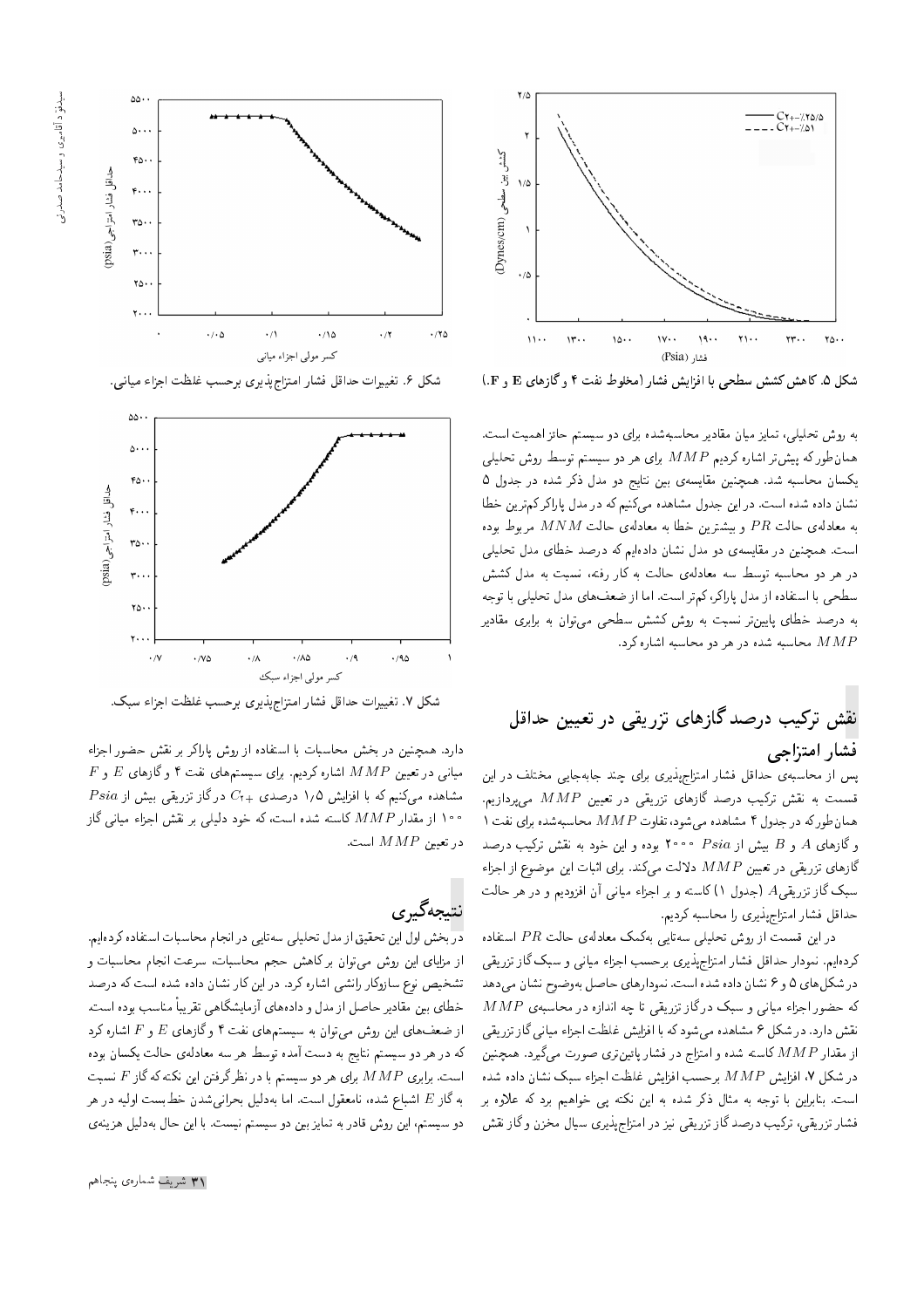شکل ۵. کاهش کشش سطحی با افزایش فشار (مخلوط نفت ۴ و گازهای E و F.)

شکل ۶. تغییرات حداقل فشار امتزاج‌پذیری برحسب غلظت اجزاء میانی.

به روش تحلیلی، تمایز میان مقادیر محاسبه‌شده برای دو سیستم حائز اهمیت است. همان‌طور که پیش‌تر اشاره کردیم $MMP$ برای هر دو سیستم توسط روش تحلیلی یکسان محاسبه شد. همچنین مقایسه‌ی بین نتایج دو مدل ذکر شده در جدول ۵ نشان داده شده است. در این جدول مشاهده می‌کنیم که در مدل پاراکر کم‌ترین خطا به معادله‌ی حالت $PR$ و بیشترین خطا به معادله‌ی حالت $MNM$ مربوط بوده است. همچنین در مقایسه‌ی دو مدل نشان داده‌ایم که درصد خطای مدل تحلیلی در هر دو محاسبه توسط سه معادله‌ی حالت به کار رفته، نسبت به مدل کشش سطحی با استفاده از مدل پاراکر، کم‌تر است. اما از ضعف‌های مدل تحلیلی با توجه به درصد خطای پایین‌تر نسبت به روش کشش سطحی می‌توان به برابری مقادیر $MMP$ محاسبه شده در هر دو محاسبه اشاره کرد.

## نقش ترکیب درصد گازهای تزریقی در تعیین حداقل فشار امتزاجی

پس از محاسبه‌ی حداقل فشار امتزاج‌پذیری برای چند جابه‌جایی مختلف در این قسمت به نقش ترکیب درصد گازهای تزریقی در تعیین $MMP$ می‌پردازیم. همان‌طور که در جدول ۴ مشاهده می‌شود، تفاوت $MMP$ محاسبه‌شده برای نفت ۱ و گازهای $A$ و $B$ بیش از $Psia$ ۲۰۰۰ بوده و این خود به نقش ترکیب درصد گازهای تزریقی در تعیین $MMP$ دلالت می‌کند. برای اثبات این موضوع از اجزاء سبک گاز تزریقی $A$ (جدول ۱) کاسته و بر اجزاء میانی آن افزودیم و در هر حالت حداقل فشار امتزاج‌پذیری را محاسبه کردیم.

در این قسمت از روش تحلیلی سه‌تایی به‌کمک معادله‌ی حالت $PR$ استفاده کرده‌ایم. نمودار حداقل فشار امتزاج‌پذیری برحسب اجزاء میانی و سبک گاز تزریقی در شکل‌های ۵ و ۶ نشان داده شده است. نمودارهای حاصل به‌وضوح نشان می‌دهد که حضور اجزاء میانی و سبک در گاز تزریقی تا چه اندازه در محاسبه‌ی $MMP$ نقش دارد. در شکل ۶ مشاهده می‌شود که با افزایش غلظت اجزاء میانی گاز تزریقی از مقدار $MMP$ کاسته شده و امتزاج در فشار پائین‌تری صورت می‌گیرد. همچنین در شکل ۷، افزایش $MMP$ برحسب افزایش غلظت اجزاء سبک نشان داده شده است. بنابراین با توجه به مثال ذکر شده به این نکته پی خواهیم برد که علاوه بر فشار تزریقی، ترکیب درصد گاز تزریقی نیز در امتزاج‌پذیری سیال مخزن و گاز نقش دارد. همچنین در بخش محاسبات با استفاده از روش پاراکر بر نقش حضور اجزاء میانی در تعیین $MMP$ اشاره کردیم. برای سیستم‌های نفت ۴ و گازهای $E$ و $F$ مشاهده می‌کنیم که با افزایش ۱٫۵ درصدی $C_{2+}$ در گاز تزریقی بیش از $Psia$ ۱۰۰ از مقدار $MMP$ کاسته شده است، که خود دلیلی بر نقش اجزاء میانی گاز در تعیین $MMP$ است.

شکل ۷. تغییرات حداقل فشار امتزاج‌پذیری برحسب غلظت اجزاء سبک.

## نتیجه‌گیری

در بخش اول این تحقیق از مدل تحلیلی سه‌تایی در انجام محاسبات استفاده کرده‌ایم. از مزایای این روش می‌توان بر کاهش حجم محاسبات، سرعت انجام محاسبات و تشخیص نوع سازوکار رانشی اشاره کرد. در این کار نشان داده شده است که درصد خطای بین مقادیر حاصل از مدل و داده‌های آزمایشگاهی تقریباً مناسب بوده است. از ضعف‌های این روش می‌توان به سیستم‌های نفت ۴ و گازهای $E$ و $F$ اشاره کرد که در هر دو سیستم نتایج به دست آمده توسط هر سه معادله‌ی حالت یکسان بوده است. برابری $MMP$ برای هر دو سیستم با در نظر گرفتن این نکته که گاز $F$ نسبت به گاز $E$ اشباع شده، نامعقول است. اما به‌دلیل بحرانی‌شدن خط‌بست اولیه در هر دو سیستم، این روش قادر به تمایز بین دو سیستم نیست. با این حال به‌دلیل هزینه‌ی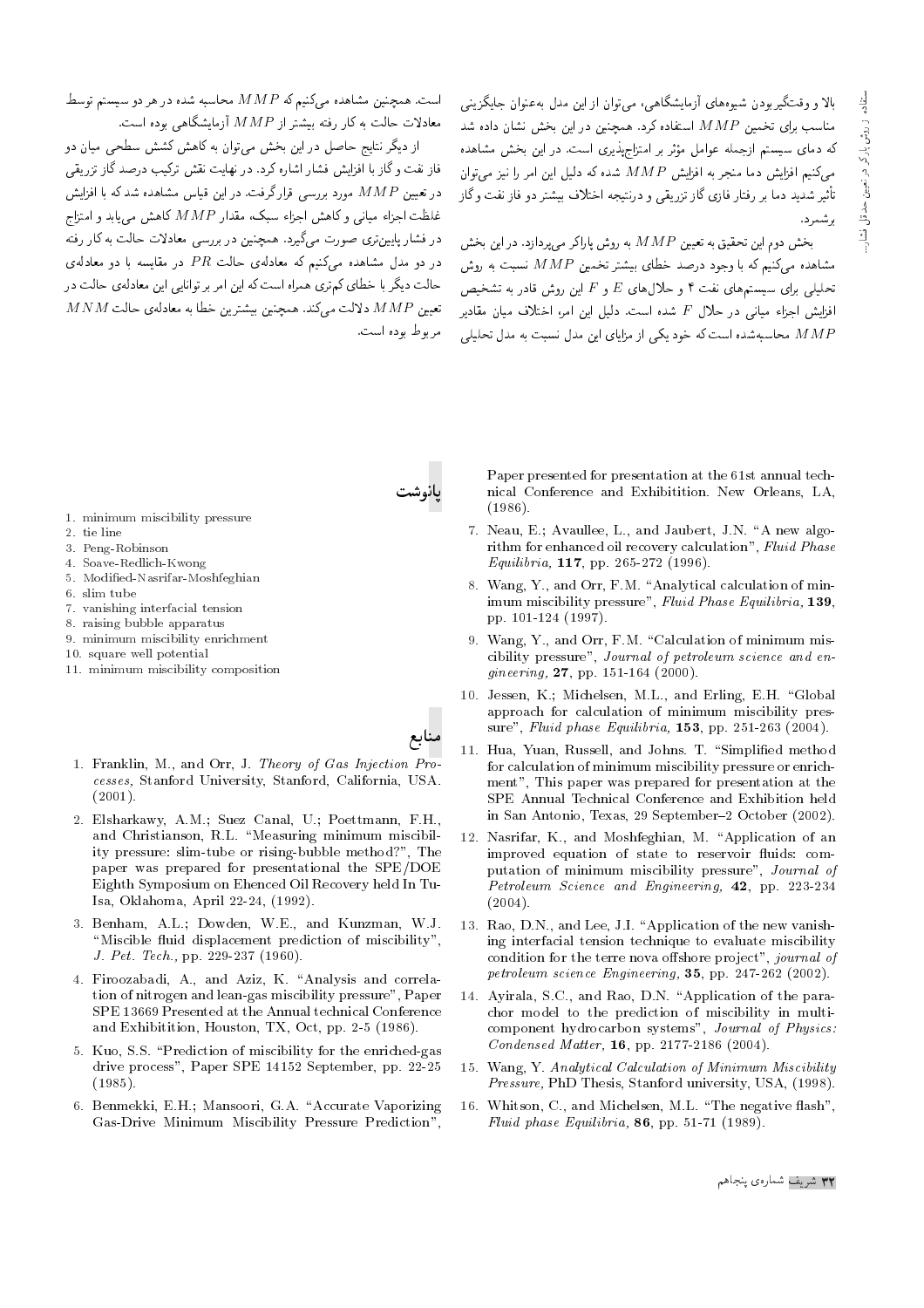بالا و وقت‌گیر بودن شیوه‌های آزمایشگاهی، می‌توان از این مدل به‌عنوان جایگزینی مناسب برای تخمین $MMP$ استفاده کرد. همچنین در این بخش نشان داده شد که دمای سیستم ازجمله عوامل مؤثر بر امتزاج‌پذیری است. در این بخش مشاهده می‌کنیم افزایش دما منجر به افزایش $MMP$ شده که دلیل این امر را نیز می‌توان تأثیر شدید دما بر رفتار فازی گاز تزریقی و درنتیجه اختلاف بیشتر دو فاز نفت و گاز برشمرد.

بخش دوم این تحقیق به تعیین $MMP$ به روش پاراکر می‌پردازد. در این بخش مشاهده می‌کنیم که با وجود درصد خطای بیشتر تخمین $MMP$ نسبت به روش تحلیلی برای سیستم‌های نفت ۴ و حلال‌های $E$ و $F$ این روش قادر به تشخیص افزایش اجزاء میانی در حلال $F$ شده است. دلیل این امر، اختلاف میان مقادیر $MMP$ محاسبه‌شده است که خود یکی از مزایای این مدل نسبت به مدل تحلیلی است. همچنین مشاهده می‌کنیم که $MMP$ محاسبه شده در هر دو سیستم توسط معادلات حالت به کار رفته بیشتر از $MMP$ آزمایشگاهی بوده است.

از دیگر نتایج حاصل در این بخش می‌توان به کاهش کشش سطحی میان دو فاز نفت و گاز با افزایش فشار اشاره کرد. در نهایت نقش ترکیب درصد گاز تزریقی در تعیین $MMP$ مورد بررسی قرارگرفت. در این قیاس مشاهده شد که با افزایش غلظت اجزاء میانی و کاهش اجزاء سبک، مقدار $MMP$ کاهش می‌یابد و امتزاج در فشار پایین‌تری صورت می‌گیرد. همچنین در بررسی معادلات حالت به کار رفته در دو مدل مشاهده می‌کنیم که معادله‌ی حالت $PR$ در مقایسه با دو معادله‌ی حالت دیگر با خطای کم‌تری همراه است که این امر بر توانایی این معادله‌ی حالت در تعیین $MMP$ دلالت می‌کند. همچنین بیشترین خطا به معادله‌ی حالت $MNM$ مربوط بوده است.

## پانوشت

1. minimum miscibility pressure
2. tie line
3. Peng-Robinson
4. Soave-Redlich-Kwong
5. Modified-Nasrifar-Moshfeghian
6. slim tube
7. vanishing interfacial tension
8. raising bubble apparatus
9. minimum miscibility enrichment
10. square well potential
11. minimum miscibility composition

## منابع

1. Franklin, M., and Orr, J. *Theory of Gas Injection Processes*, Stanford University, Stanford, California, USA. (2001).
2. Elsharkawy, A.M.; Suez Canal, U.; Poettmann, F.H., and Christianson, R.L. "Measuring minimum miscibility pressure: slim-tube or rising-bubble method?", The paper was prepared for presentational the SPE/DOE Eighth Symposium on Ehenced Oil Recovery held In Tu-Isa, Oklahoma, April 22-24, (1992).
3. Benham, A.L.; Dowden, W.E., and Kunzman, W.J. "Miscible fluid displacement prediction of miscibility", *J. Pet. Tech.*, pp. 229-237 (1960).
4. Firoozabadi, A., and Aziz, K. "Analysis and correlation of nitrogen and lean-gas miscibility pressure", Paper SPE 13669 Presented at the Annual technical Conference and Exhibition, Houston, TX, Oct, pp. 2-5 (1986).
5. Kuo, S.S. "Prediction of miscibility for the enriched-gas drive process", Paper SPE 14152 September, pp. 22-25 (1985).
6. Benmekki, E.H.; Mansoori, G.A. "Accurate Vaporizing Gas-Drive Minimum Miscibility Pressure Prediction", Paper presented for presentation at the 61st annual technical Conference and Exhibitition. New Orleans, LA, (1986).
7. Neau, E.; Avaullee, L., and Jaubert, J.N. "A new algorithm for enhanced oil recovery calculation", *Fluid Phase Equilibria*, **117**, pp. 265-272 (1996).
8. Wang, Y., and Orr, F.M. "Analytical calculation of minimum miscibility pressure", *Fluid Phase Equilibria*, **139**, pp. 101-124 (1997).
9. Wang, Y., and Orr, F.M. "Calculation of minimum miscibility pressure", *Journal of petroleum science and engineering*, **27**, pp. 151-164 (2000).
10. Jessen, K.; Michelsen, M.L., and Erling, E.H. "Global approach for calculation of minimum miscibility pressure", *Fluid phase Equilibria*, **153**, pp. 251-263 (2004).
11. Hua, Yuan, Russell, and Johns. T. "Simplified method for calculation of minimum miscibility pressure or enrichment", This paper was prepared for presentation at the SPE Annual Technical Conference and Exhibition held in San Antonio, Texas, 29 September–2 October (2002).
12. Nasrifar, K., and Moshfeghian, M. "Application of an improved equation of state to reservoir fluids: computation of minimum miscibility pressure", *Journal of Petroleum Science and Engineering*, **42**, pp. 223-234 (2004).
13. Rao, D.N., and Lee, J.I. "Application of the new vanishing interfacial tension technique to evaluate miscibility condition for the terre nova offshore project", *journal of petroleum science Engineering*, **35**, pp. 247-262 (2002).
14. Ayirala, S.C., and Rao, D.N. "Application of the parachor model to the prediction of miscibility in multi-component hydrocarbon systems", *Journal of Physics: Condensed Matter*, **16**, pp. 2177-2186 (2004).
15. Wang, Y. *Analytical Calculation of Minimum Miscibility Pressure*, PhD Thesis, Stanford university, USA, (1998).
16. Whitson, C., and Michelsen, M.L. "The negative flash", *Fluid phase Equilibria*, **86**, pp. 51-71 (1989).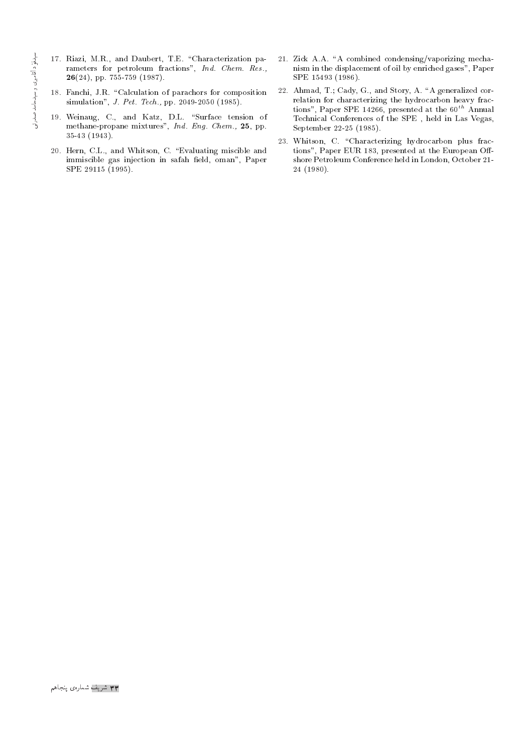17. Riazi, M.R., and Daubert, T.E. "Characterization parameters for petroleum fractions", *Ind. Chem. Res.*, **26**(24), pp. 755-759 (1987).

18. Fanchi, J.R. "Calculation of parachors for composition simulation", *J. Pet. Tech.*, pp. 2049-2050 (1985).

19. Weinaug, C., and Katz, D.L. "Surface tension of methane-propane mixtures", *Ind. Eng. Chem.*, **25**, pp. 35-43 (1943).

20. Hern, C.L., and Whitson, C. "Evaluating miscible and immiscible gas injection in safah field, oman", Paper SPE 29115 (1995).

21. Zick A.A. "A combined condensing/vaporizing mechanism in the displacement of oil by enriched gases", Paper SPE 15493 (1986).

22. Ahmad, T.; Cady, G., and Story, A. "A generalized correlation for characterizing the hydrocarbon heavy fractions", Paper SPE 14266, presented at the $60^{th}$ Annual Technical Conferences of the SPE , held in Las Vegas, September 22-25 (1985).

23. Whitson, C. "Characterizing hydrocarbon plus fractions", Paper EUR 183, presented at the European Offshore Petroleum Conference held in London, October 21-24 (1980).